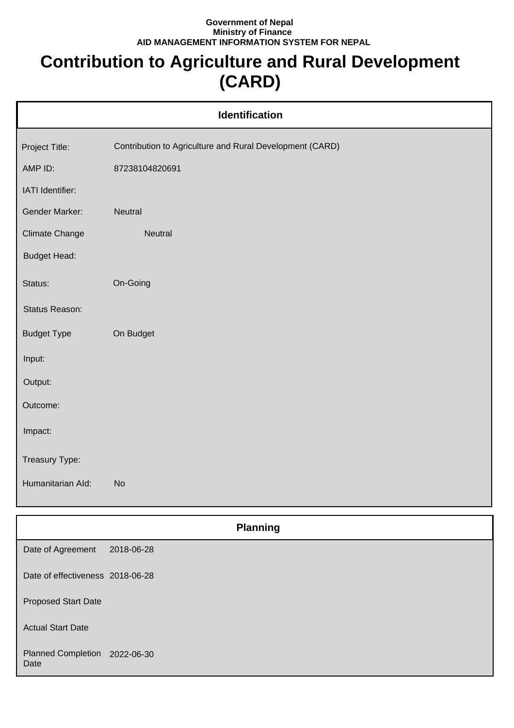**Government of Nepal**
**Ministry of Finance**
**AID MANAGEMENT INFORMATION SYSTEM FOR NEPAL**

# Contribution to Agriculture and Rural Development (CARD)

## Identification

| | |
|---|---|
| Project Title: | Contribution to Agriculture and Rural Development (CARD) |
| AMP ID: | 87238104820691 |
| IATI Identifier: | |
| Gender Marker: | Neutral |
| Climate Change | Neutral |
| Budget Head: | |
| Status: | On-Going |
| Status Reason: | |
| Budget Type | On Budget |
| Input: | |
| Output: | |
| Outcome: | |
| Impact: | |
| Treasury Type: | |
| Humanitarian AId: | No |

## Planning

| | |
|---|---|
| Date of Agreement | 2018-06-28 |
| Date of effectiveness | 2018-06-28 |
| Proposed Start Date | |
| Actual Start Date | |
| Planned Completion Date | 2022-06-30 |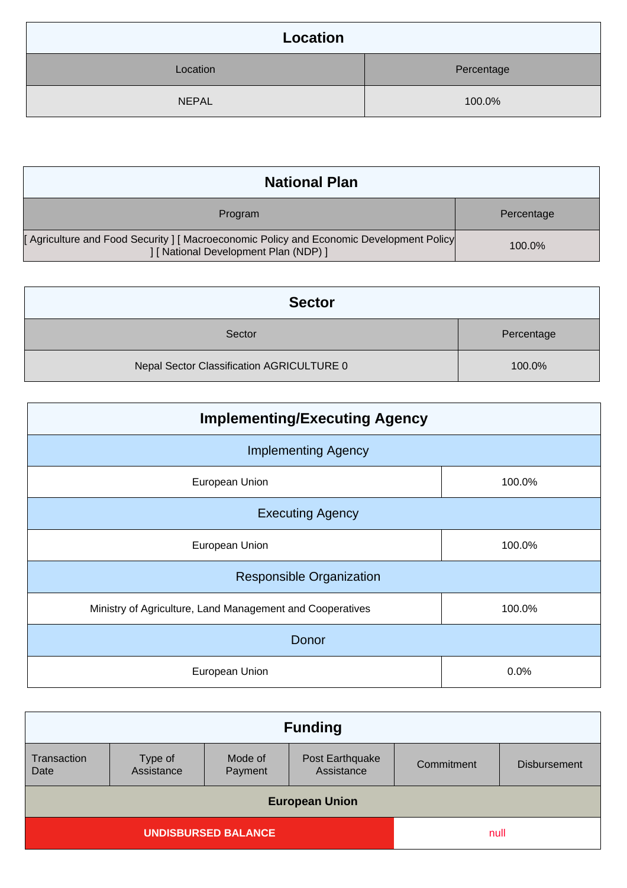## Location

| Location | Percentage |
|---|---|
| NEPAL | 100.0% |

## National Plan

| Program | Percentage |
|---|---|
| [ Agriculture and Food Security ] [ Macroeconomic Policy and Economic Development Policy ] [ National Development Plan (NDP) ] | 100.0% |

## Sector

| Sector | Percentage |
|---|---|
| Nepal Sector Classification AGRICULTURE 0 | 100.0% |

## Implementing/Executing Agency

| Implementing Agency | |
|---|---|
| European Union | 100.0% |
| **Executing Agency** | |
| European Union | 100.0% |
| **Responsible Organization** | |
| Ministry of Agriculture, Land Management and Cooperatives | 100.0% |
| **Donor** | |
| European Union | 0.0% |

## Funding

| Transaction Date | Type of Assistance | Mode of Payment | Post Earthquake Assistance | Commitment | Disbursement |
|---|---|---|---|---|---|
| **European Union** | | | | | |
| **UNDISBURSED BALANCE** | | | | null | |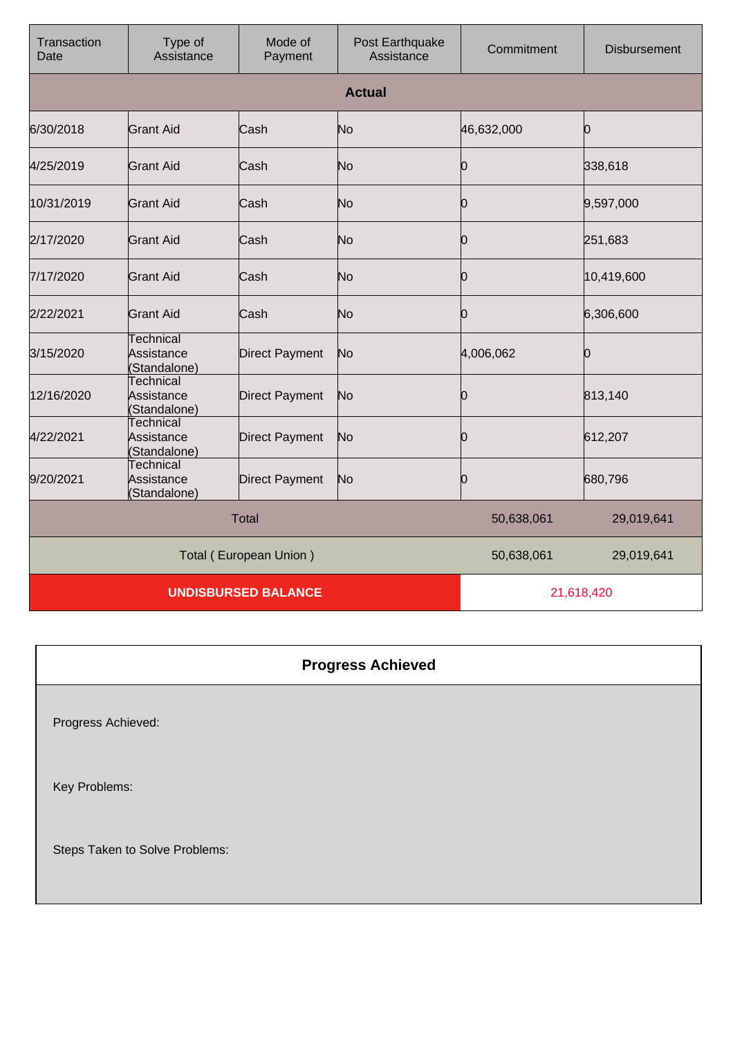| Transaction Date | Type of Assistance | Mode of Payment | Post Earthquake Assistance | Commitment | Disbursement |
|---|---|---|---|---|---|
| **Actual** | | | | | |
| 6/30/2018 | Grant Aid | Cash | No | 46,632,000 | 0 |
| 4/25/2019 | Grant Aid | Cash | No | 0 | 338,618 |
| 10/31/2019 | Grant Aid | Cash | No | 0 | 9,597,000 |
| 2/17/2020 | Grant Aid | Cash | No | 0 | 251,683 |
| 7/17/2020 | Grant Aid | Cash | No | 0 | 10,419,600 |
| 2/22/2021 | Grant Aid | Cash | No | 0 | 6,306,600 |
| 3/15/2020 | Technical Assistance (Standalone) | Direct Payment | No | 4,006,062 | 0 |
| 12/16/2020 | Technical Assistance (Standalone) | Direct Payment | No | 0 | 813,140 |
| 4/22/2021 | Technical Assistance (Standalone) | Direct Payment | No | 0 | 612,207 |
| 9/20/2021 | Technical Assistance (Standalone) | Direct Payment | No | 0 | 680,796 |
| Total | | | | 50,638,061 | 29,019,641 |
| Total ( European Union ) | | | | 50,638,061 | 29,019,641 |
| **UNDISBURSED BALANCE** | | | | 21,618,420 | |

## Progress Achieved

Progress Achieved:

Key Problems:

Steps Taken to Solve Problems: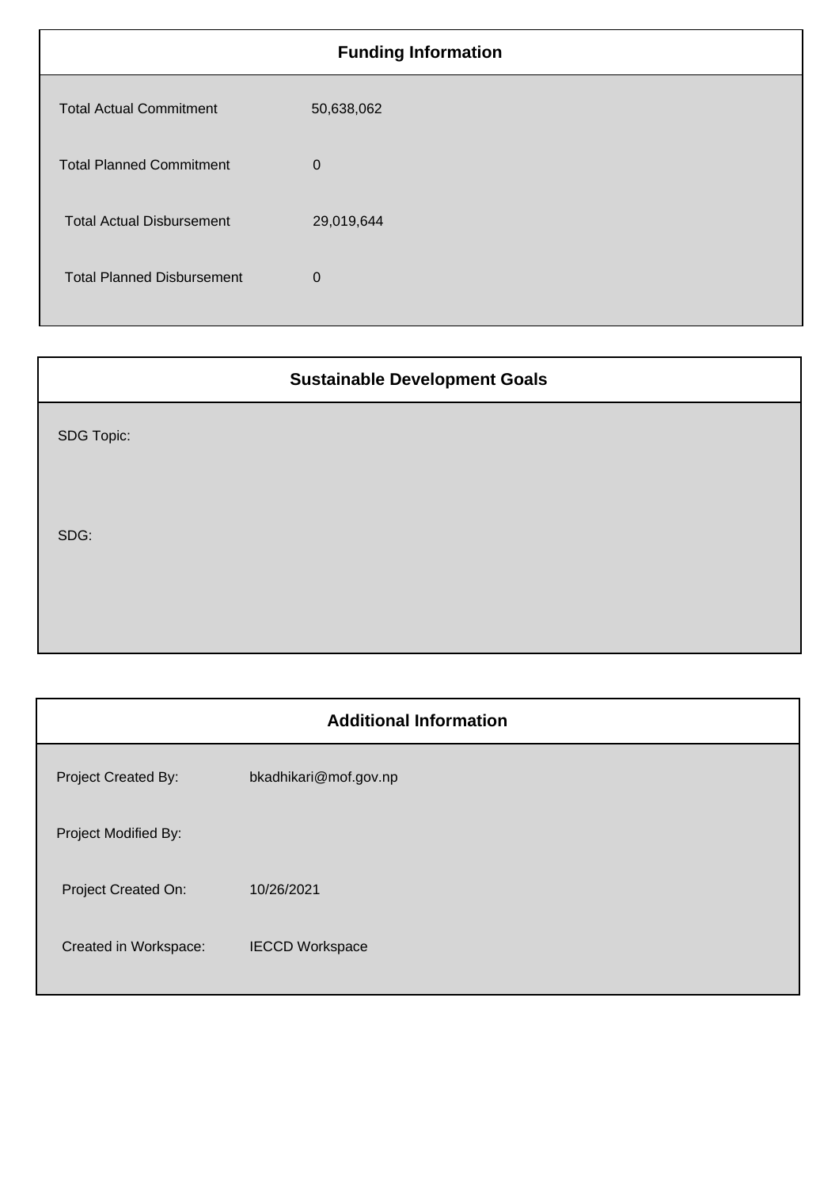## Funding Information

| | |
|---|---|
| Total Actual Commitment | 50,638,062 |
| Total Planned Commitment | 0 |
| Total Actual Disbursement | 29,019,644 |
| Total Planned Disbursement | 0 |

## Sustainable Development Goals

SDG Topic:

SDG:

## Additional Information

| | |
|---|---|
| Project Created By: | bkadhikari@mof.gov.np |
| Project Modified By: | |
| Project Created On: | 10/26/2021 |
| Created in Workspace: | IECCD Workspace |